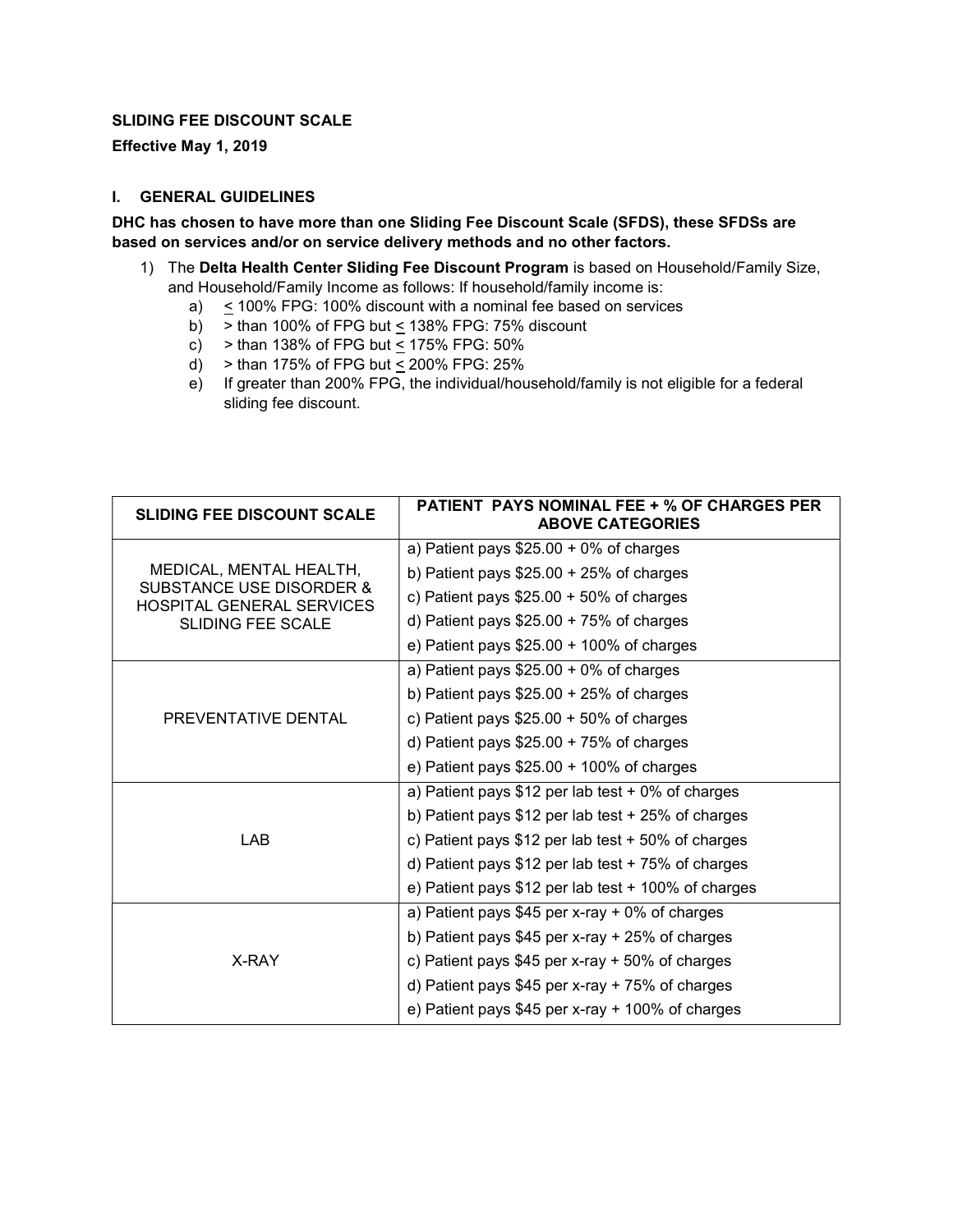**SLIDING FEE DISCOUNT SCALE**

**Effective May 1, 2019**

## I. GENERAL GUIDELINES

**DHC has chosen to have more than one Sliding Fee Discount Scale (SFDS), these SFDSs are based on services and/or on service delivery methods and no other factors.**

1) The **Delta Health Center Sliding Fee Discount Program** is based on Household/Family Size, and Household/Family Income as follows: If household/family income is:
   a) ≤ 100% FPG: 100% discount with a nominal fee based on services
   b) > than 100% of FPG but ≤ 138% FPG: 75% discount
   c) > than 138% of FPG but ≤ 175% FPG: 50%
   d) > than 175% of FPG but ≤ 200% FPG: 25%
   e) If greater than 200% FPG, the individual/household/family is not eligible for a federal sliding fee discount.

| SLIDING FEE DISCOUNT SCALE | PATIENT PAYS NOMINAL FEE + % OF CHARGES PER ABOVE CATEGORIES |
|---|---|
| MEDICAL, MENTAL HEALTH, SUBSTANCE USE DISORDER & HOSPITAL GENERAL SERVICES SLIDING FEE SCALE | a) Patient pays $25.00 + 0% of charges |
| | b) Patient pays $25.00 + 25% of charges |
| | c) Patient pays $25.00 + 50% of charges |
| | d) Patient pays $25.00 + 75% of charges |
| | e) Patient pays $25.00 + 100% of charges |
| PREVENTATIVE DENTAL | a) Patient pays $25.00 + 0% of charges |
| | b) Patient pays $25.00 + 25% of charges |
| | c) Patient pays $25.00 + 50% of charges |
| | d) Patient pays $25.00 + 75% of charges |
| | e) Patient pays $25.00 + 100% of charges |
| LAB | a) Patient pays $12 per lab test + 0% of charges |
| | b) Patient pays $12 per lab test + 25% of charges |
| | c) Patient pays $12 per lab test + 50% of charges |
| | d) Patient pays $12 per lab test + 75% of charges |
| | e) Patient pays $12 per lab test + 100% of charges |
| X-RAY | a) Patient pays $45 per x-ray + 0% of charges |
| | b) Patient pays $45 per x-ray + 25% of charges |
| | c) Patient pays $45 per x-ray + 50% of charges |
| | d) Patient pays $45 per x-ray + 75% of charges |
| | e) Patient pays $45 per x-ray + 100% of charges |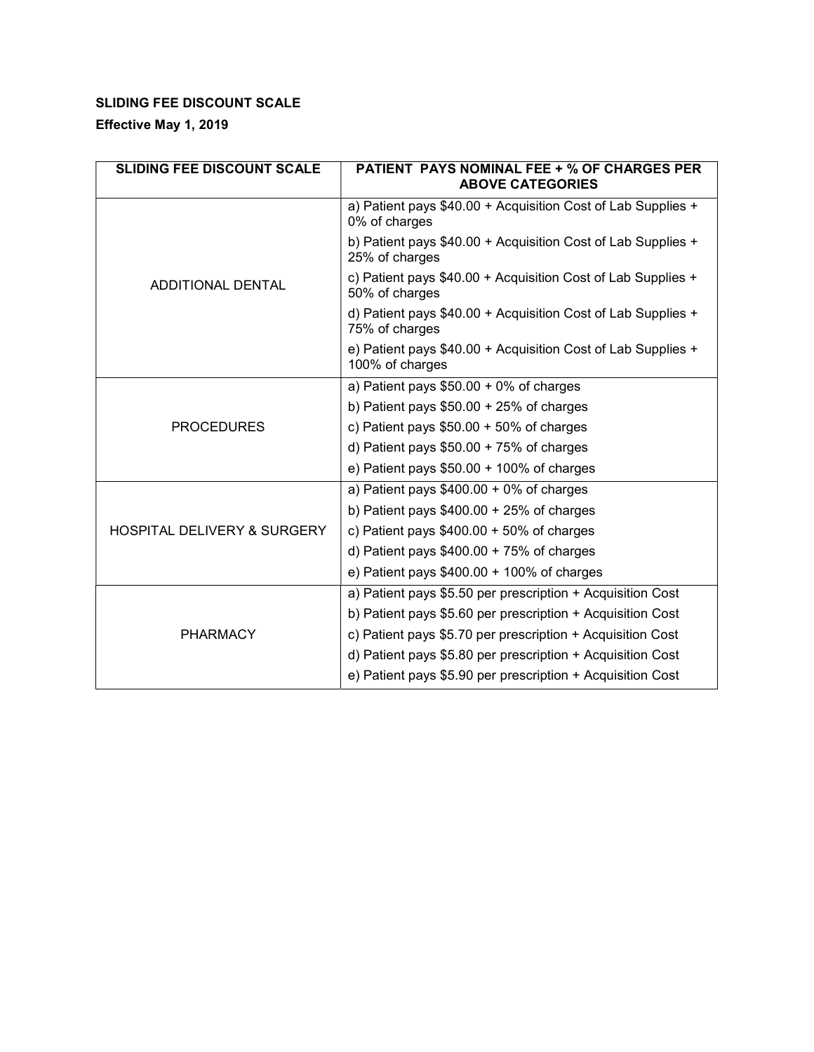**SLIDING FEE DISCOUNT SCALE**

**Effective May 1, 2019**

| SLIDING FEE DISCOUNT SCALE | PATIENT PAYS NOMINAL FEE + % OF CHARGES PER ABOVE CATEGORIES |
|---|---|
| ADDITIONAL DENTAL | a) Patient pays $40.00 + Acquisition Cost of Lab Supplies + 0% of charges |
| | b) Patient pays $40.00 + Acquisition Cost of Lab Supplies + 25% of charges |
| | c) Patient pays $40.00 + Acquisition Cost of Lab Supplies + 50% of charges |
| | d) Patient pays $40.00 + Acquisition Cost of Lab Supplies + 75% of charges |
| | e) Patient pays $40.00 + Acquisition Cost of Lab Supplies + 100% of charges |
| PROCEDURES | a) Patient pays $50.00 + 0% of charges |
| | b) Patient pays $50.00 + 25% of charges |
| | c) Patient pays $50.00 + 50% of charges |
| | d) Patient pays $50.00 + 75% of charges |
| | e) Patient pays $50.00 + 100% of charges |
| HOSPITAL DELIVERY & SURGERY | a) Patient pays $400.00 + 0% of charges |
| | b) Patient pays $400.00 + 25% of charges |
| | c) Patient pays $400.00 + 50% of charges |
| | d) Patient pays $400.00 + 75% of charges |
| | e) Patient pays $400.00 + 100% of charges |
| PHARMACY | a) Patient pays $5.50 per prescription + Acquisition Cost |
| | b) Patient pays $5.60 per prescription + Acquisition Cost |
| | c) Patient pays $5.70 per prescription + Acquisition Cost |
| | d) Patient pays $5.80 per prescription + Acquisition Cost |
| | e) Patient pays $5.90 per prescription + Acquisition Cost |